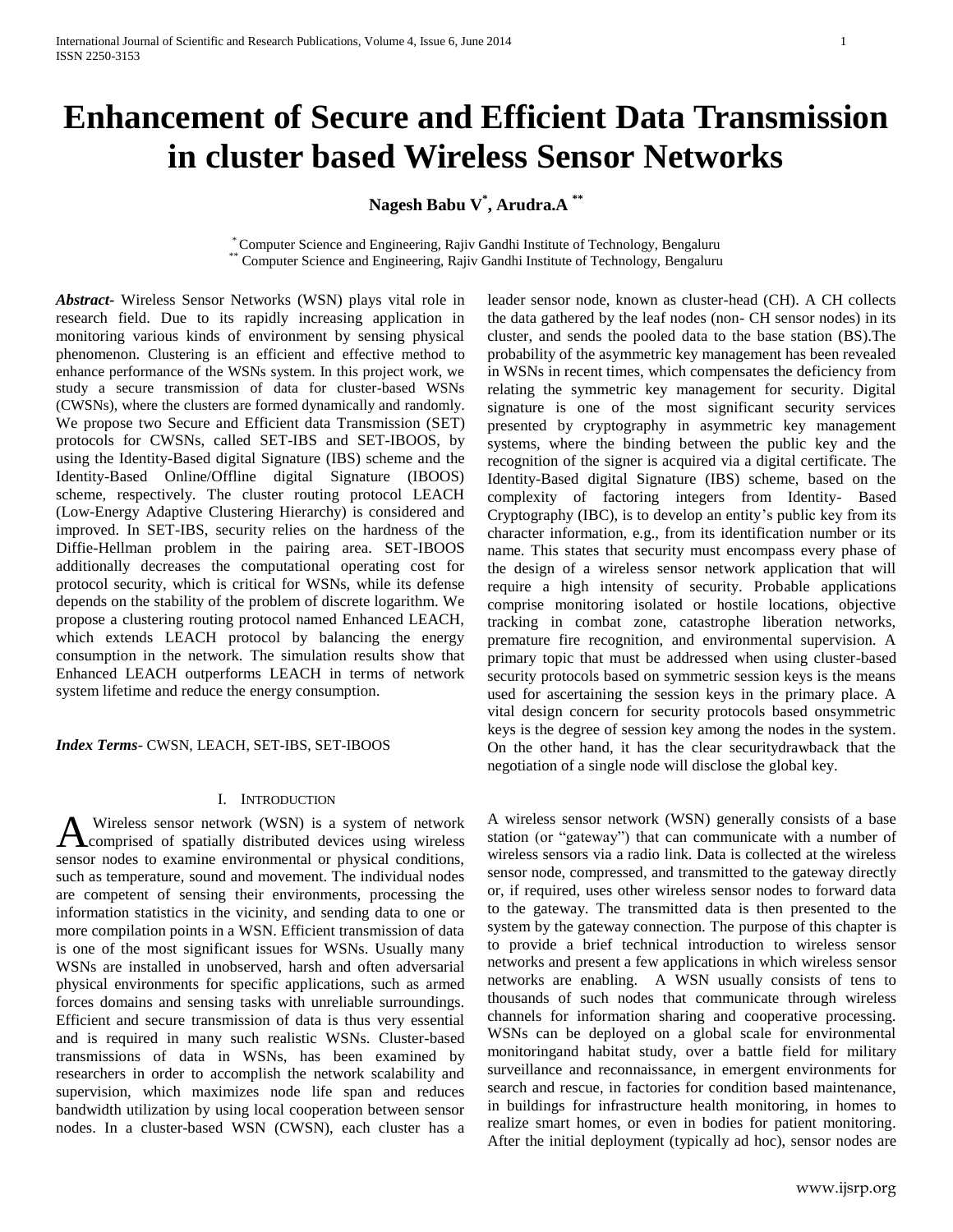# Enhancement of Secure and Efficient Data Transmission in cluster based Wireless Sensor Networks

**Nagesh Babu V[*], Arudra.A [**]**

[*] Computer Science and Engineering, Rajiv Gandhi Institute of Technology, Bengaluru
[**] Computer Science and Engineering, Rajiv Gandhi Institute of Technology, Bengaluru

***Abstract-*** Wireless Sensor Networks (WSN) plays vital role in research field. Due to its rapidly increasing application in monitoring various kinds of environment by sensing physical phenomenon. Clustering is an efficient and effective method to enhance performance of the WSNs system. In this project work, we study a secure transmission of data for cluster-based WSNs (CWSNs), where the clusters are formed dynamically and randomly. We propose two Secure and Efficient data Transmission (SET) protocols for CWSNs, called SET-IBS and SET-IBOOS, by using the Identity-Based digital Signature (IBS) scheme and the Identity-Based Online/Offline digital Signature (IBOOS) scheme, respectively. The cluster routing protocol LEACH (Low-Energy Adaptive Clustering Hierarchy) is considered and improved. In SET-IBS, security relies on the hardness of the Diffie-Hellman problem in the pairing area. SET-IBOOS additionally decreases the computational operating cost for protocol security, which is critical for WSNs, while its defense depends on the stability of the problem of discrete logarithm. We propose a clustering routing protocol named Enhanced LEACH, which extends LEACH protocol by balancing the energy consumption in the network. The simulation results show that Enhanced LEACH outperforms LEACH in terms of network system lifetime and reduce the energy consumption.

***Index Terms*-** CWSN, LEACH, SET-IBS, SET-IBOOS

## I. Introduction

A Wireless sensor network (WSN) is a system of network comprised of spatially distributed devices using wireless sensor nodes to examine environmental or physical conditions, such as temperature, sound and movement. The individual nodes are competent of sensing their environments, processing the information statistics in the vicinity, and sending data to one or more compilation points in a WSN. Efficient transmission of data is one of the most significant issues for WSNs. Usually many WSNs are installed in unobserved, harsh and often adversarial physical environments for specific applications, such as armed forces domains and sensing tasks with unreliable surroundings. Efficient and secure transmission of data is thus very essential and is required in many such realistic WSNs. Cluster-based transmissions of data in WSNs, has been examined by researchers in order to accomplish the network scalability and supervision, which maximizes node life span and reduces bandwidth utilization by using local cooperation between sensor nodes. In a cluster-based WSN (CWSN), each cluster has a leader sensor node, known as cluster-head (CH). A CH collects the data gathered by the leaf nodes (non- CH sensor nodes) in its cluster, and sends the pooled data to the base station (BS).The probability of the asymmetric key management has been revealed in WSNs in recent times, which compensates the deficiency from relating the symmetric key management for security. Digital signature is one of the most significant security services presented by cryptography in asymmetric key management systems, where the binding between the public key and the recognition of the signer is acquired via a digital certificate. The Identity-Based digital Signature (IBS) scheme, based on the complexity of factoring integers from Identity- Based Cryptography (IBC), is to develop an entity's public key from its character information, e.g., from its identification number or its name. This states that security must encompass every phase of the design of a wireless sensor network application that will require a high intensity of security. Probable applications comprise monitoring isolated or hostile locations, objective tracking in combat zone, catastrophe liberation networks, premature fire recognition, and environmental supervision. A primary topic that must be addressed when using cluster-based security protocols based on symmetric session keys is the means used for ascertaining the session keys in the primary place. A vital design concern for security protocols based onsymmetric keys is the degree of session key among the nodes in the system. On the other hand, it has the clear securitydrawback that the negotiation of a single node will disclose the global key.

A wireless sensor network (WSN) generally consists of a base station (or "gateway") that can communicate with a number of wireless sensors via a radio link. Data is collected at the wireless sensor node, compressed, and transmitted to the gateway directly or, if required, uses other wireless sensor nodes to forward data to the gateway. The transmitted data is then presented to the system by the gateway connection. The purpose of this chapter is to provide a brief technical introduction to wireless sensor networks and present a few applications in which wireless sensor networks are enabling. A WSN usually consists of tens to thousands of such nodes that communicate through wireless channels for information sharing and cooperative processing. WSNs can be deployed on a global scale for environmental monitoringand habitat study, over a battle field for military surveillance and reconnaissance, in emergent environments for search and rescue, in factories for condition based maintenance, in buildings for infrastructure health monitoring, in homes to realize smart homes, or even in bodies for patient monitoring. After the initial deployment (typically ad hoc), sensor nodes are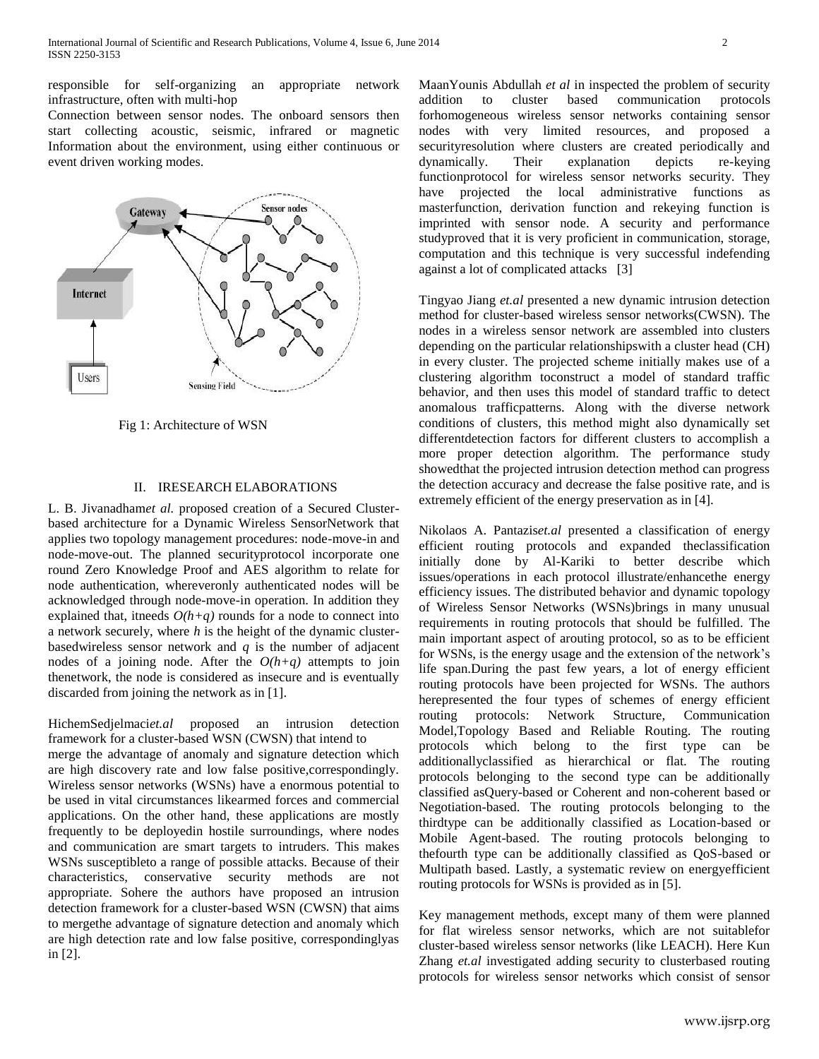responsible for self-organizing an appropriate network infrastructure, often with multi-hop

Connection between sensor nodes. The onboard sensors then start collecting acoustic, seismic, infrared or magnetic Information about the environment, using either continuous or event driven working modes.

Fig 1: Architecture of WSN

## II. IRESEARCH ELABORATIONS

L. B. Jivanadham*et al.* proposed creation of a Secured Cluster-based architecture for a Dynamic Wireless SensorNetwork that applies two topology management procedures: node-move-in and node-move-out. The planned securityprotocol incorporate one round Zero Knowledge Proof and AES algorithm to relate for node authentication, whereveronly authenticated nodes will be acknowledged through node-move-in operation. In addition they explained that, itneeds $O(h+q)$ rounds for a node to connect into a network securely, where $h$ is the height of the dynamic cluster-basedwireless sensor network and $q$ is the number of adjacent nodes of a joining node. After the $O(h+q)$ attempts to join thenetwork, the node is considered as insecure and is eventually discarded from joining the network as in [1].

HichemSedjelmaci*et.al* proposed an intrusion detection framework for a cluster-based WSN (CWSN) that intend to merge the advantage of anomaly and signature detection which are high discovery rate and low false positive,correspondingly. Wireless sensor networks (WSNs) have a enormous potential to be used in vital circumstances likearmed forces and commercial applications. On the other hand, these applications are mostly frequently to be deployedin hostile surroundings, where nodes and communication are smart targets to intruders. This makes WSNs susceptibleto a range of possible attacks. Because of their characteristics, conservative security methods are not appropriate. Sohere the authors have proposed an intrusion detection framework for a cluster-based WSN (CWSN) that aims to mergethe advantage of signature detection and anomaly which are high detection rate and low false positive, correspondinglyas in [2].

MaanYounis Abdullah *et al* in inspected the problem of security addition to cluster based communication protocols forhomogeneous wireless sensor networks containing sensor nodes with very limited resources, and proposed a securityresolution where clusters are created periodically and dynamically. Their explanation depicts re-keying functionprotocol for wireless sensor networks security. They have projected the local administrative functions as masterfunction, derivation function and rekeying function is imprinted with sensor node. A security and performance studyproved that it is very proficient in communication, storage, computation and this technique is very successful indefending against a lot of complicated attacks [3]

Tingyao Jiang *et.al* presented a new dynamic intrusion detection method for cluster-based wireless sensor networks(CWSN). The nodes in a wireless sensor network are assembled into clusters depending on the particular relationshipswith a cluster head (CH) in every cluster. The projected scheme initially makes use of a clustering algorithm toconstruct a model of standard traffic behavior, and then uses this model of standard traffic to detect anomalous trafficpatterns. Along with the diverse network conditions of clusters, this method might also dynamically set differentdetection factors for different clusters to accomplish a more proper detection algorithm. The performance study showedthat the projected intrusion detection method can progress the detection accuracy and decrease the false positive rate, and is extremely efficient of the energy preservation as in [4].

Nikolaos A. Pantazis*et.al* presented a classification of energy efficient routing protocols and expanded theclassification initially done by Al-Kariki to better describe which issues/operations in each protocol illustrate/enhancethe energy efficiency issues. The distributed behavior and dynamic topology of Wireless Sensor Networks (WSNs)brings in many unusual requirements in routing protocols that should be fulfilled. The main important aspect of arouting protocol, so as to be efficient for WSNs, is the energy usage and the extension of the network's life span.During the past few years, a lot of energy efficient routing protocols have been projected for WSNs. The authors herepresented the four types of schemes of energy efficient routing protocols: Network Structure, Communication Model,Topology Based and Reliable Routing. The routing protocols which belong to the first type can be additionallyclassified as hierarchical or flat. The routing protocols belonging to the second type can be additionally classified asQuery-based or Coherent and non-coherent based or Negotiation-based. The routing protocols belonging to the thirdtype can be additionally classified as Location-based or Mobile Agent-based. The routing protocols belonging to thefourth type can be additionally classified as QoS-based or Multipath based. Lastly, a systematic review on energyefficient routing protocols for WSNs is provided as in [5].

Key management methods, except many of them were planned for flat wireless sensor networks, which are not suitablefor cluster-based wireless sensor networks (like LEACH). Here Kun Zhang *et.al* investigated adding security to clusterbased routing protocols for wireless sensor networks which consist of sensor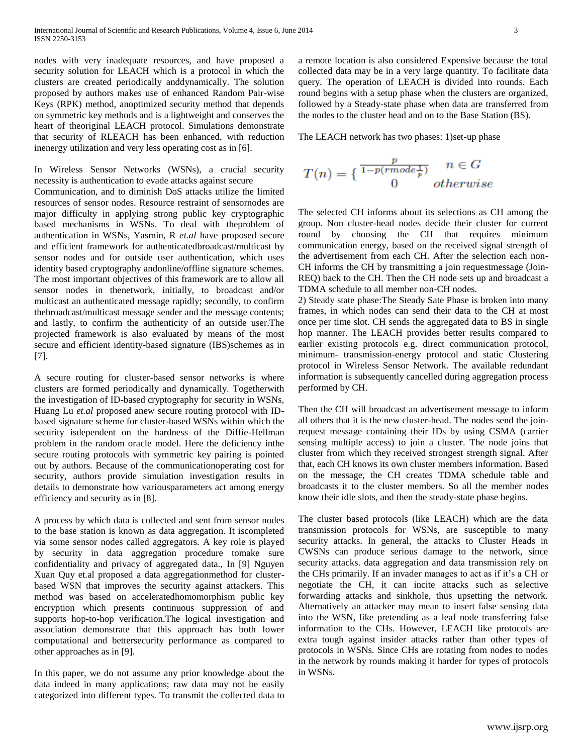nodes with very inadequate resources, and have proposed a security solution for LEACH which is a protocol in which the clusters are created periodically anddynamically. The solution proposed by authors makes use of enhanced Random Pair-wise Keys (RPK) method, anoptimized security method that depends on symmetric key methods and is a lightweight and conserves the heart of theoriginal LEACH protocol. Simulations demonstrate that security of RLEACH has been enhanced, with reduction inenergy utilization and very less operating cost as in [6].

In Wireless Sensor Networks (WSNs), a crucial security necessity is authentication to evade attacks against secure Communication, and to diminish DoS attacks utilize the limited resources of sensor nodes. Resource restraint of sensornodes are major difficulty in applying strong public key cryptographic based mechanisms in WSNs. To deal with theproblem of authentication in WSNs, Yasmin, R *et.al* have proposed secure and efficient framework for authenticatedbroadcast/multicast by sensor nodes and for outside user authentication, which uses identity based cryptography andonline/offline signature schemes. The most important objectives of this framework are to allow all sensor nodes in thenetwork, initially, to broadcast and/or multicast an authenticated message rapidly; secondly, to confirm thebroadcast/multicast message sender and the message contents; and lastly, to confirm the authenticity of an outside user.The projected framework is also evaluated by means of the most secure and efficient identity-based signature (IBS)schemes as in [7].

A secure routing for cluster-based sensor networks is where clusters are formed periodically and dynamically. Togetherwith the investigation of ID-based cryptography for security in WSNs, Huang Lu *et.al* proposed anew secure routing protocol with ID-based signature scheme for cluster-based WSNs within which the security isdependent on the hardness of the Diffie-Hellman problem in the random oracle model. Here the deficiency inthe secure routing protocols with symmetric key pairing is pointed out by authors. Because of the communicationoperating cost for security, authors provide simulation investigation results in details to demonstrate how variousparameters act among energy efficiency and security as in [8].

A process by which data is collected and sent from sensor nodes to the base station is known as data aggregation. It iscompleted via some sensor nodes called aggregators. A key role is played by security in data aggregation procedure tomake sure confidentiality and privacy of aggregated data., In [9] Nguyen Xuan Quy et.al proposed a data aggregationmethod for cluster-based WSN that improves the security against attackers. This method was based on acceleratedhomomorphism public key encryption which presents continuous suppression of and supports hop-to-hop verification.The logical investigation and association demonstrate that this approach has both lower computational and bettersecurity performance as compared to other approaches as in [9].

In this paper, we do not assume any prior knowledge about the data indeed in many applications; raw data may not be easily categorized into different types. To transmit the collected data to a remote location is also considered Expensive because the total collected data may be in a very large quantity. To facilitate data query. The operation of LEACH is divided into rounds. Each round begins with a setup phase when the clusters are organized, followed by a Steady-state phase when data are transferred from the nodes to the cluster head and on to the Base Station (BS).

The LEACH network has two phases: 1)set-up phase

$$T(n) = \{ \begin{matrix} \frac{p}{1-p(rmode\frac{1}{p})} & n \in G \\ 0 & otherwise \end{matrix}$$

The selected CH informs about its selections as CH among the group. Non cluster-head nodes decide their cluster for current round by choosing the CH that requires minimum communication energy, based on the received signal strength of the advertisement from each CH. After the selection each non-CH informs the CH by transmitting a join requestmessage (Join-REQ) back to the CH. Then the CH node sets up and broadcast a TDMA schedule to all member non-CH nodes.

2) Steady state phase:The Steady Sate Phase is broken into many frames, in which nodes can send their data to the CH at most once per time slot. CH sends the aggregated data to BS in single hop manner. The LEACH provides better results compared to earlier existing protocols e.g. direct communication protocol, minimum- transmission-energy protocol and static Clustering protocol in Wireless Sensor Network. The available redundant information is subsequently cancelled during aggregation process performed by CH.

Then the CH will broadcast an advertisement message to inform all others that it is the new cluster-head. The nodes send the join-request message containing their IDs by using CSMA (carrier sensing multiple access) to join a cluster. The node joins that cluster from which they received strongest strength signal. After that, each CH knows its own cluster members information. Based on the message, the CH creates TDMA schedule table and broadcasts it to the cluster members. So all the member nodes know their idle slots, and then the steady-state phase begins.

The cluster based protocols (like LEACH) which are the data transmission protocols for WSNs, are susceptible to many security attacks. In general, the attacks to Cluster Heads in CWSNs can produce serious damage to the network, since security attacks. data aggregation and data transmission rely on the CHs primarily. If an invader manages to act as if it's a CH or negotiate the CH, it can incite attacks such as selective forwarding attacks and sinkhole, thus upsetting the network. Alternatively an attacker may mean to insert false sensing data into the WSN, like pretending as a leaf node transferring false information to the CHs. However, LEACH like protocols are extra tough against insider attacks rather than other types of protocols in WSNs. Since CHs are rotating from nodes to nodes in the network by rounds making it harder for types of protocols in WSNs.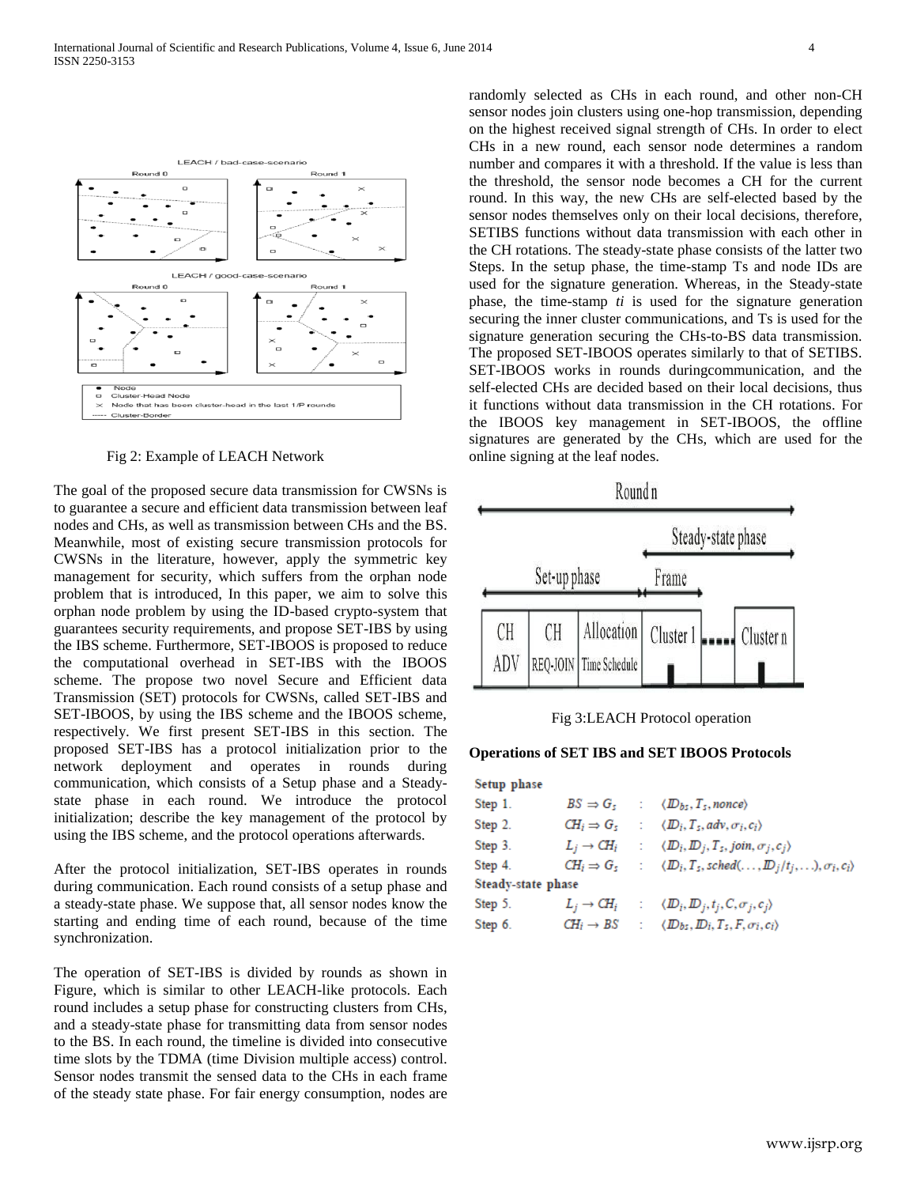Fig 2: Example of LEACH Network

The goal of the proposed secure data transmission for CWSNs is to guarantee a secure and efficient data transmission between leaf nodes and CHs, as well as transmission between CHs and the BS. Meanwhile, most of existing secure transmission protocols for CWSNs in the literature, however, apply the symmetric key management for security, which suffers from the orphan node problem that is introduced, In this paper, we aim to solve this orphan node problem by using the ID-based crypto-system that guarantees security requirements, and propose SET-IBS by using the IBS scheme. Furthermore, SET-IBOOS is proposed to reduce the computational overhead in SET-IBS with the IBOOS scheme. The propose two novel Secure and Efficient data Transmission (SET) protocols for CWSNs, called SET-IBS and SET-IBOOS, by using the IBS scheme and the IBOOS scheme, respectively. We first present SET-IBS in this section. The proposed SET-IBS has a protocol initialization prior to the network deployment and operates in rounds during communication, which consists of a Setup phase and a Steady-state phase in each round. We introduce the protocol initialization; describe the key management of the protocol by using the IBS scheme, and the protocol operations afterwards.

After the protocol initialization, SET-IBS operates in rounds during communication. Each round consists of a setup phase and a steady-state phase. We suppose that, all sensor nodes know the starting and ending time of each round, because of the time synchronization.

The operation of SET-IBS is divided by rounds as shown in Figure, which is similar to other LEACH-like protocols. Each round includes a setup phase for constructing clusters from CHs, and a steady-state phase for transmitting data from sensor nodes to the BS. In each round, the timeline is divided into consecutive time slots by the TDMA (time Division multiple access) control. Sensor nodes transmit the sensed data to the CHs in each frame of the steady state phase. For fair energy consumption, nodes are randomly selected as CHs in each round, and other non-CH sensor nodes join clusters using one-hop transmission, depending on the highest received signal strength of CHs. In order to elect CHs in a new round, each sensor node determines a random number and compares it with a threshold. If the value is less than the threshold, the sensor node becomes a CH for the current round. In this way, the new CHs are self-elected based by the sensor nodes themselves only on their local decisions, therefore, SETIBS functions without data transmission with each other in the CH rotations. The steady-state phase consists of the latter two Steps. In the setup phase, the time-stamp Ts and node IDs are used for the signature generation. Whereas, in the Steady-state phase, the time-stamp *ti* is used for the signature generation securing the inner cluster communications, and Ts is used for the signature generation securing the CHs-to-BS data transmission. The proposed SET-IBOOS operates similarly to that of SETIBS. SET-IBOOS works in rounds duringcommunication, and the self-elected CHs are decided based on their local decisions, thus it functions without data transmission in the CH rotations. For the IBOOS key management in SET-IBOOS, the offline signatures are generated by the CHs, which are used for the online signing at the leaf nodes.

Fig 3:LEACH Protocol operation

**Operations of SET IBS and SET IBOOS Protocols**

**Setup phase**

| | | | |
|---|---|---|---|
| Step 1. | $BS \Rightarrow G_s$ | : | $\langle ID_{bs}, T_s, nonce \rangle$ |
| Step 2. | $CH_i \Rightarrow G_s$ | : | $\langle ID_i, T_s, adv, \sigma_i, c_i \rangle$ |
| Step 3. | $L_j \rightarrow CH_i$ | : | $\langle ID_i, ID_j, T_s, join, \sigma_j, c_j \rangle$ |
| Step 4. | $CH_i \Rightarrow G_s$ | : | $\langle ID_i, T_s, sched(\ldots, ID_j/t_j, \ldots), \sigma_i, c_i \rangle$ |

**Steady-state phase**

| | | | |
|---|---|---|---|
| Step 5. | $L_j \rightarrow CH_i$ | : | $\langle ID_i, ID_j, t_j, C, \sigma_j, c_j \rangle$ |
| Step 6. | $CH_i \rightarrow BS$ | : | $\langle ID_{bs}, ID_i, T_s, F, \sigma_i, c_i \rangle$ |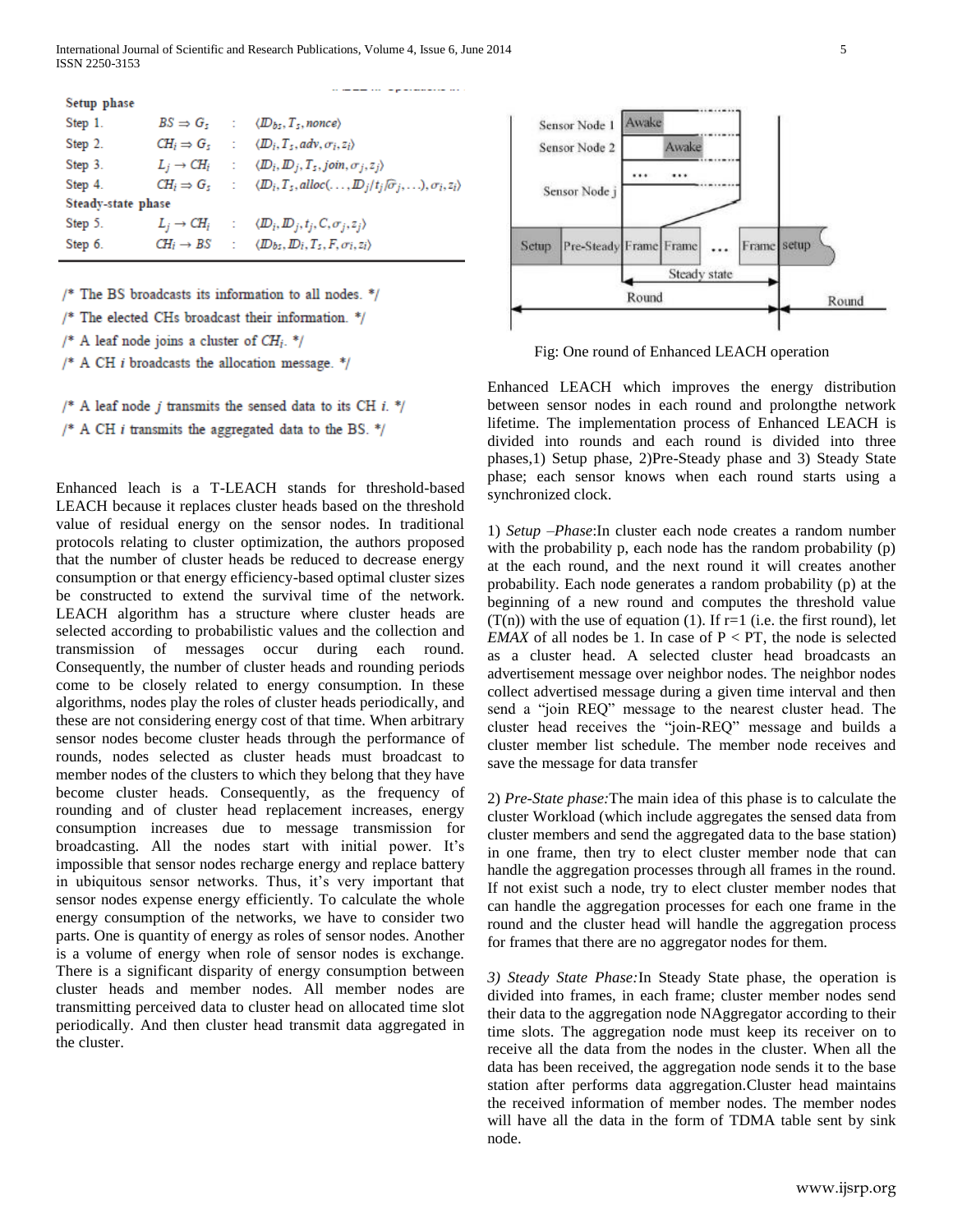| | | | |
|---|---|---|---|
| **Setup phase** | | | |
| Step 1. | $BS \Rightarrow G_s$ | : | $\langle ID_{bs}, T_s, nonce\rangle$ |
| Step 2. | $CH_i \Rightarrow G_s$ | : | $\langle ID_i, T_s, adv, \sigma_i, z_i\rangle$ |
| Step 3. | $L_j \rightarrow CH_i$ | : | $\langle ID_i, ID_j, T_s, join, \sigma_j, z_j\rangle$ |
| Step 4. | $CH_i \Rightarrow G_s$ | : | $\langle ID_i, T_s, alloc(\ldots, ID_j/t_j/\widehat{\sigma}_j, \ldots), \sigma_i, z_i\rangle$ |
| **Steady-state phase** | | | |
| Step 5. | $L_j \rightarrow CH_i$ | : | $\langle ID_i, ID_j, t_j, C, \sigma_j, z_j\rangle$ |
| Step 6. | $CH_i \rightarrow BS$ | : | $\langle ID_{bs}, ID_i, T_s, F, \sigma_i, z_i\rangle$ |

/* The BS broadcasts its information to all nodes. */

/* The elected CHs broadcast their information. */

/* A leaf node joins a cluster of $CH_i$. */

/* A CH $i$ broadcasts the allocation message. */

/* A leaf node $j$ transmits the sensed data to its CH $i$. */

/* A CH $i$ transmits the aggregated data to the BS. */

Enhanced leach is a T-LEACH stands for threshold-based LEACH because it replaces cluster heads based on the threshold value of residual energy on the sensor nodes. In traditional protocols relating to cluster optimization, the authors proposed that the number of cluster heads be reduced to decrease energy consumption or that energy efficiency-based optimal cluster sizes be constructed to extend the survival time of the network. LEACH algorithm has a structure where cluster heads are selected according to probabilistic values and the collection and transmission of messages occur during each round. Consequently, the number of cluster heads and rounding periods come to be closely related to energy consumption. In these algorithms, nodes play the roles of cluster heads periodically, and these are not considering energy cost of that time. When arbitrary sensor nodes become cluster heads through the performance of rounds, nodes selected as cluster heads must broadcast to member nodes of the clusters to which they belong that they have become cluster heads. Consequently, as the frequency of rounding and of cluster head replacement increases, energy consumption increases due to message transmission for broadcasting. All the nodes start with initial power. It's impossible that sensor nodes recharge energy and replace battery in ubiquitous sensor networks. Thus, it's very important that sensor nodes expense energy efficiently. To calculate the whole energy consumption of the networks, we have to consider two parts. One is quantity of energy as roles of sensor nodes. Another is a volume of energy when role of sensor nodes is exchange. There is a significant disparity of energy consumption between cluster heads and member nodes. All member nodes are transmitting perceived data to cluster head on allocated time slot periodically. And then cluster head transmit data aggregated in the cluster.

Sensor Node 1 Awake
Sensor Node 2 Awake
Sensor Node j
Setup Pre-Steady Frame Frame ... Frame setup
Steady state
Round
Round

Fig: One round of Enhanced LEACH operation

Enhanced LEACH which improves the energy distribution between sensor nodes in each round and prolongthe network lifetime. The implementation process of Enhanced LEACH is divided into rounds and each round is divided into three phases,1) Setup phase, 2)Pre-Steady phase and 3) Steady State phase; each sensor knows when each round starts using a synchronized clock.

1) *Setup –Phase*:In cluster each node creates a random number with the probability p, each node has the random probability (p) at the each round, and the next round it will creates another probability. Each node generates a random probability (p) at the beginning of a new round and computes the threshold value (T(n)) with the use of equation (1). If r=1 (i.e. the first round), let *EMAX* of all nodes be 1. In case of P < PT, the node is selected as a cluster head. A selected cluster head broadcasts an advertisement message over neighbor nodes. The neighbor nodes collect advertised message during a given time interval and then send a "join REQ" message to the nearest cluster head. The cluster head receives the "join-REQ" message and builds a cluster member list schedule. The member node receives and save the message for data transfer

2) *Pre-State phase:*The main idea of this phase is to calculate the cluster Workload (which include aggregates the sensed data from cluster members and send the aggregated data to the base station) in one frame, then try to elect cluster member node that can handle the aggregation processes through all frames in the round. If not exist such a node, try to elect cluster member nodes that can handle the aggregation processes for each one frame in the round and the cluster head will handle the aggregation process for frames that there are no aggregator nodes for them.

*3) Steady State Phase:*In Steady State phase, the operation is divided into frames, in each frame; cluster member nodes send their data to the aggregation node NAggregator according to their time slots. The aggregation node must keep its receiver on to receive all the data from the nodes in the cluster. When all the data has been received, the aggregation node sends it to the base station after performs data aggregation.Cluster head maintains the received information of member nodes. The member nodes will have all the data in the form of TDMA table sent by sink node.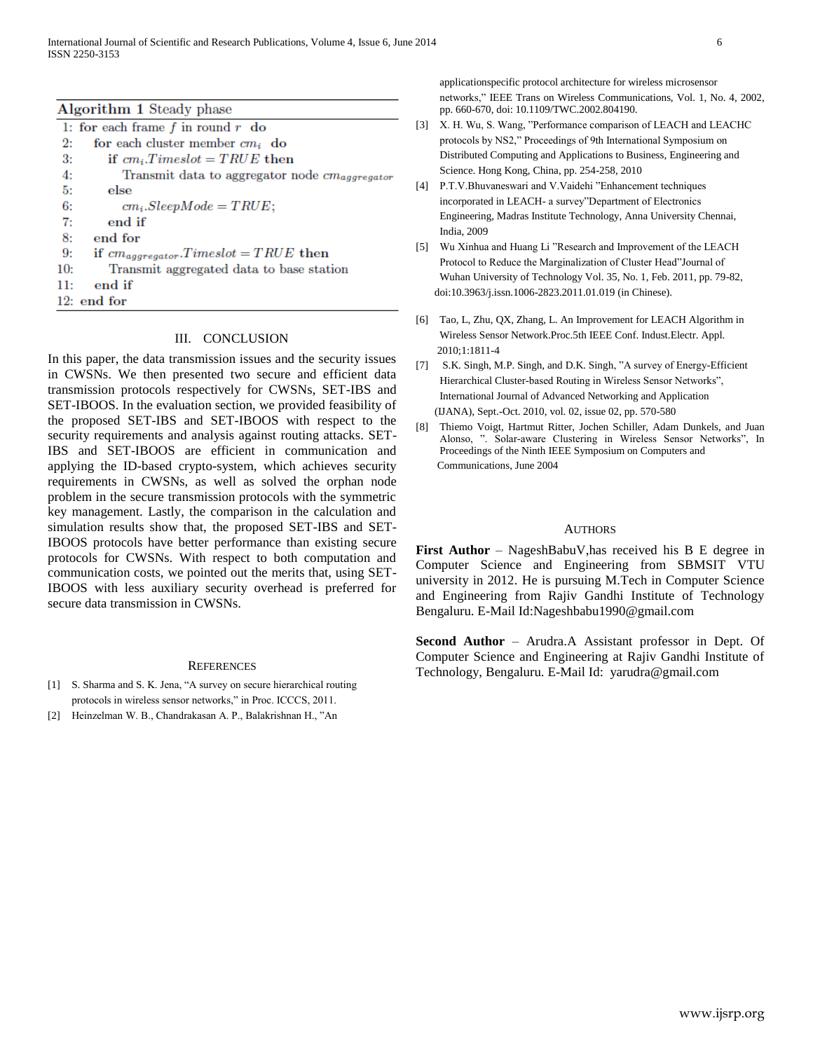**Algorithm 1** Steady phase

```
1: for each frame f in round r do
2:   for each cluster member cm_i do
3:     if cm_i.Timeslot = TRUE then
4:       Transmit data to aggregator node cm_aggregator
5:     else
6:       cm_i.SleepMode = TRUE;
7:     end if
8:   end for
9:   if cm_aggregator.Timeslot = TRUE then
10:    Transmit aggregated data to base station
11:  end if
12: end for
```

## III. CONCLUSION

In this paper, the data transmission issues and the security issues in CWSNs. We then presented two secure and efficient data transmission protocols respectively for CWSNs, SET-IBS and SET-IBOOS. In the evaluation section, we provided feasibility of the proposed SET-IBS and SET-IBOOS with respect to the security requirements and analysis against routing attacks. SET-IBS and SET-IBOOS are efficient in communication and applying the ID-based crypto-system, which achieves security requirements in CWSNs, as well as solved the orphan node problem in the secure transmission protocols with the symmetric key management. Lastly, the comparison in the calculation and simulation results show that, the proposed SET-IBS and SET-IBOOS protocols have better performance than existing secure protocols for CWSNs. With respect to both computation and communication costs, we pointed out the merits that, using SET-IBOOS with less auxiliary security overhead is preferred for secure data transmission in CWSNs.

## REFERENCES

[1] S. Sharma and S. K. Jena, "A survey on secure hierarchical routing protocols in wireless sensor networks," in Proc. ICCCS, 2011.

[2] Heinzelman W. B., Chandrakasan A. P., Balakrishnan H., "An applicationspecific protocol architecture for wireless microsensor networks," IEEE Trans on Wireless Communications, Vol. 1, No. 4, 2002, pp. 660-670, doi: 10.1109/TWC.2002.804190.

[3] X. H. Wu, S. Wang, "Performance comparison of LEACH and LEACHC protocols by NS2," Proceedings of 9th International Symposium on Distributed Computing and Applications to Business, Engineering and Science. Hong Kong, China, pp. 254-258, 2010

[4] P.T.V.Bhuvaneswari and V.Vaidehi "Enhancement techniques incorporated in LEACH- a survey"Department of Electronics Engineering, Madras Institute Technology, Anna University Chennai, India, 2009

[5] Wu Xinhua and Huang Li "Research and Improvement of the LEACH Protocol to Reduce the Marginalization of Cluster Head"Journal of Wuhan University of Technology Vol. 35, No. 1, Feb. 2011, pp. 79-82, doi:10.3963/j.issn.1006-2823.2011.01.019 (in Chinese).

[6] Tao, L, Zhu, QX, Zhang, L. An Improvement for LEACH Algorithm in Wireless Sensor Network.Proc.5th IEEE Conf. Indust.Electr. Appl. 2010;1:1811-4

[7] S.K. Singh, M.P. Singh, and D.K. Singh, "A survey of Energy-Efficient Hierarchical Cluster-based Routing in Wireless Sensor Networks", International Journal of Advanced Networking and Application (IJANA), Sept.-Oct. 2010, vol. 02, issue 02, pp. 570-580

[8] Thiemo Voigt, Hartmut Ritter, Jochen Schiller, Adam Dunkels, and Juan Alonso, ". Solar-aware Clustering in Wireless Sensor Networks", In Proceedings of the Ninth IEEE Symposium on Computers and Communications, June 2004

## AUTHORS

**First Author** – NageshBabuV,has received his B E degree in Computer Science and Engineering from SBMSIT VTU university in 2012. He is pursuing M.Tech in Computer Science and Engineering from Rajiv Gandhi Institute of Technology Bengaluru. E-Mail Id:Nageshbabu1990@gmail.com

**Second Author** – Arudra.A Assistant professor in Dept. Of Computer Science and Engineering at Rajiv Gandhi Institute of Technology, Bengaluru. E-Mail Id: yarudra@gmail.com